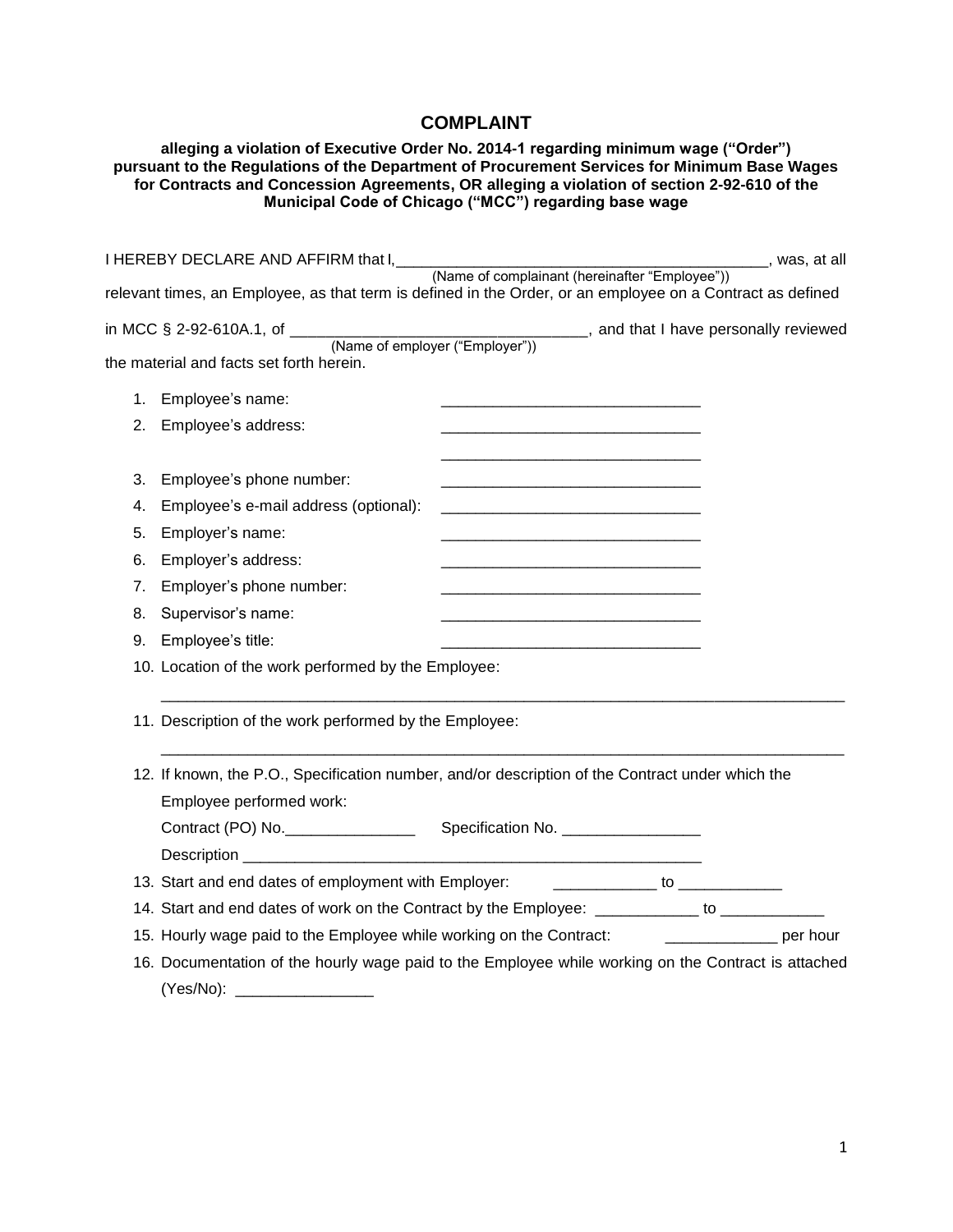# COMPLAINT

**alleging a violation of Executive Order No. 2014-1 regarding minimum wage (“Order”) pursuant to the Regulations of the Department of Procurement Services for Minimum Base Wages for Contracts and Concession Agreements, OR alleging a violation of section 2-92-610 of the Municipal Code of Chicago (“MCC”) regarding base wage**

I HEREBY DECLARE AND AFFIRM that I,___________________________________________, was, at all
(Name of complainant (hereinafter “Employee”))
relevant times, an Employee, as that term is defined in the Order, or an employee on a Contract as defined in MCC § 2-92-610A.1, of __________________________________, and that I have personally reviewed
(Name of employer (“Employer”))
the material and facts set forth herein.

1. Employee’s name: ______________________________
2. Employee’s address: ______________________________
   ______________________________
3. Employee’s phone number: ______________________________
4. Employee’s e-mail address (optional): ______________________________
5. Employer’s name: ______________________________
6. Employer’s address: ______________________________
7. Employer’s phone number: ______________________________
8. Supervisor’s name: ______________________________
9. Employee’s title: ______________________________
10. Location of the work performed by the Employee:
    ________________________________________________________________________________
11. Description of the work performed by the Employee:
    ________________________________________________________________________________
12. If known, the P.O., Specification number, and/or description of the Contract under which the Employee performed work:
    Contract (PO) No._______________ Specification No. ________________
    Description ______________________________________________________
13. Start and end dates of employment with Employer: ____________ to ____________
14. Start and end dates of work on the Contract by the Employee: ____________ to ____________
15. Hourly wage paid to the Employee while working on the Contract: _____________ per hour
16. Documentation of the hourly wage paid to the Employee while working on the Contract is attached (Yes/No): ________________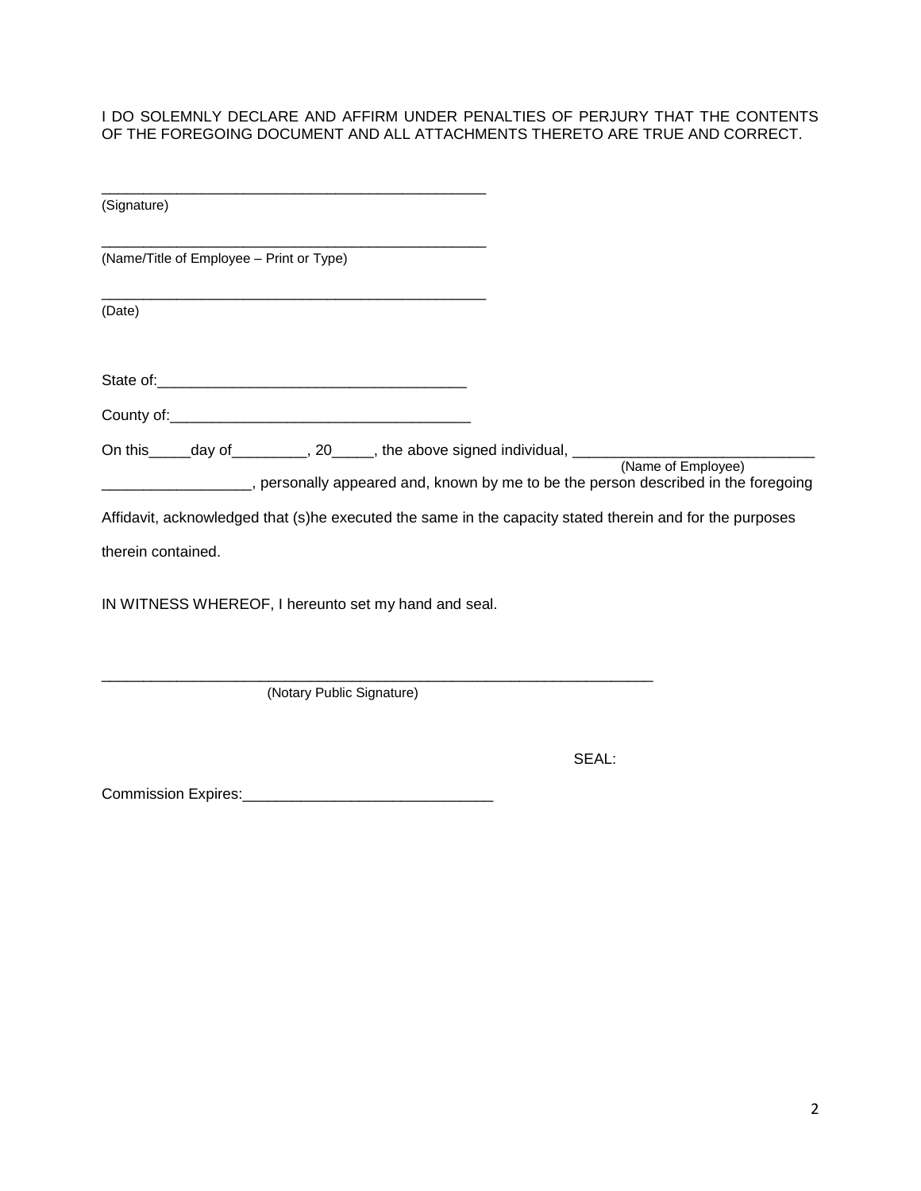I DO SOLEMNLY DECLARE AND AFFIRM UNDER PENALTIES OF PERJURY THAT THE CONTENTS OF THE FOREGOING DOCUMENT AND ALL ATTACHMENTS THERETO ARE TRUE AND CORRECT.

_______________________________________________
(Signature)

_______________________________________________
(Name/Title of Employee – Print or Type)

_______________________________________________
(Date)

State of:____________________________________

County of:___________________________________

On this_____day of_________, 20_____, the above signed individual, _____________________________ (Name of Employee)
__________________, personally appeared and, known by me to be the person described in the foregoing Affidavit, acknowledged that (s)he executed the same in the capacity stated therein and for the purposes therein contained.

IN WITNESS WHEREOF, I hereunto set my hand and seal.

__________________________________________________________________
(Notary Public Signature)

SEAL:

Commission Expires:_____________________________